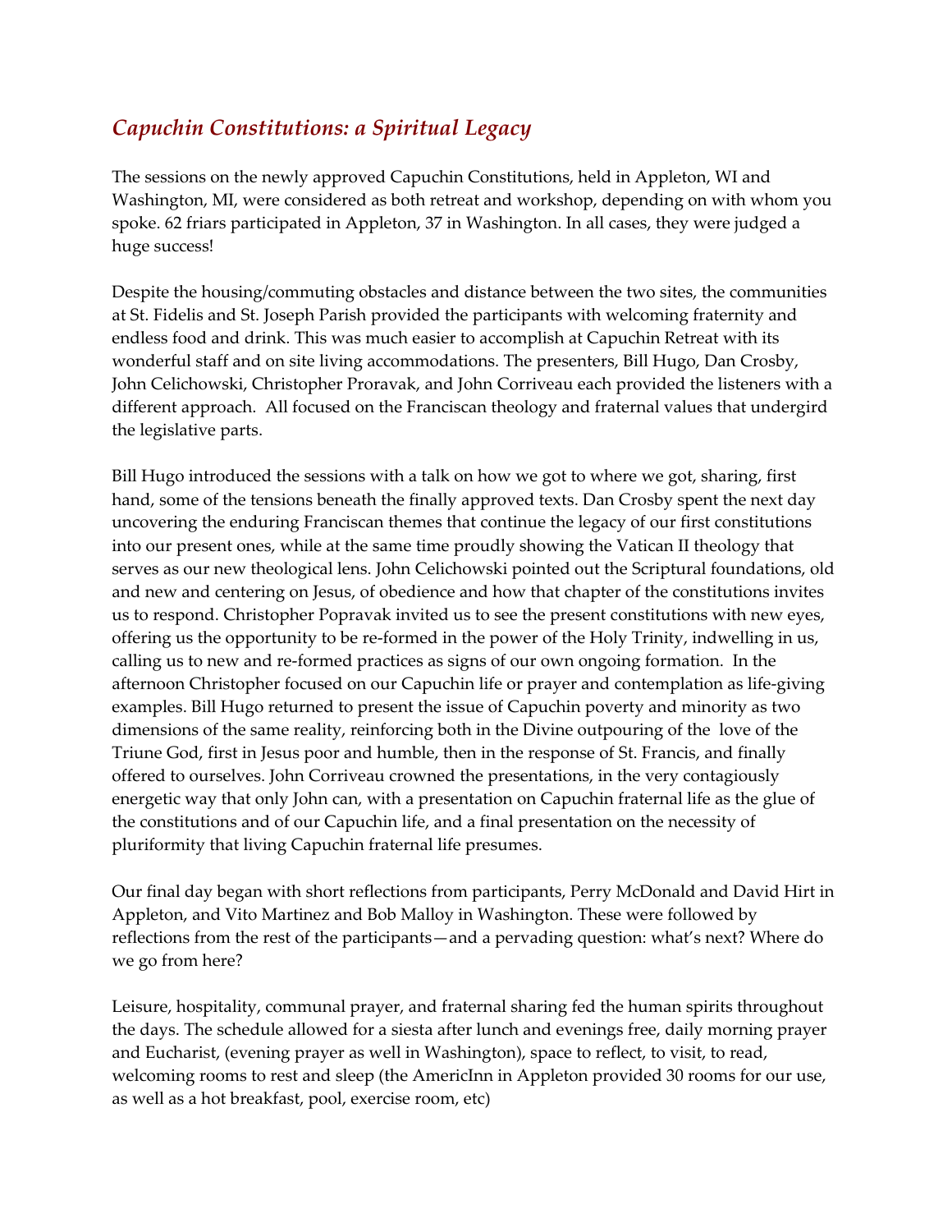## *Capuchin Constitutions: a Spiritual Legacy*

The sessions on the newly approved Capuchin Constitutions, held in Appleton, WI and Washington, MI, were considered as both retreat and workshop, depending on with whom you spoke. 62 friars participated in Appleton, 37 in Washington. In all cases, they were judged a huge success!

Despite the housing/commuting obstacles and distance between the two sites, the communities at St. Fidelis and St. Joseph Parish provided the participants with welcoming fraternity and endless food and drink. This was much easier to accomplish at Capuchin Retreat with its wonderful staff and on site living accommodations. The presenters, Bill Hugo, Dan Crosby, John Celichowski, Christopher Proravak, and John Corriveau each provided the listeners with a different approach. All focused on the Franciscan theology and fraternal values that undergird the legislative parts.

Bill Hugo introduced the sessions with a talk on how we got to where we got, sharing, first hand, some of the tensions beneath the finally approved texts. Dan Crosby spent the next day uncovering the enduring Franciscan themes that continue the legacy of our first constitutions into our present ones, while at the same time proudly showing the Vatican II theology that serves as our new theological lens. John Celichowski pointed out the Scriptural foundations, old and new and centering on Jesus, of obedience and how that chapter of the constitutions invites us to respond. Christopher Popravak invited us to see the present constitutions with new eyes, offering us the opportunity to be re-formed in the power of the Holy Trinity, indwelling in us, calling us to new and re-formed practices as signs of our own ongoing formation. In the afternoon Christopher focused on our Capuchin life or prayer and contemplation as life-giving examples. Bill Hugo returned to present the issue of Capuchin poverty and minority as two dimensions of the same reality, reinforcing both in the Divine outpouring of the love of the Triune God, first in Jesus poor and humble, then in the response of St. Francis, and finally offered to ourselves. John Corriveau crowned the presentations, in the very contagiously energetic way that only John can, with a presentation on Capuchin fraternal life as the glue of the constitutions and of our Capuchin life, and a final presentation on the necessity of pluriformity that living Capuchin fraternal life presumes.

Our final day began with short reflections from participants, Perry McDonald and David Hirt in Appleton, and Vito Martinez and Bob Malloy in Washington. These were followed by reflections from the rest of the participants—and a pervading question: what's next? Where do we go from here?

Leisure, hospitality, communal prayer, and fraternal sharing fed the human spirits throughout the days. The schedule allowed for a siesta after lunch and evenings free, daily morning prayer and Eucharist, (evening prayer as well in Washington), space to reflect, to visit, to read, welcoming rooms to rest and sleep (the AmericInn in Appleton provided 30 rooms for our use, as well as a hot breakfast, pool, exercise room, etc)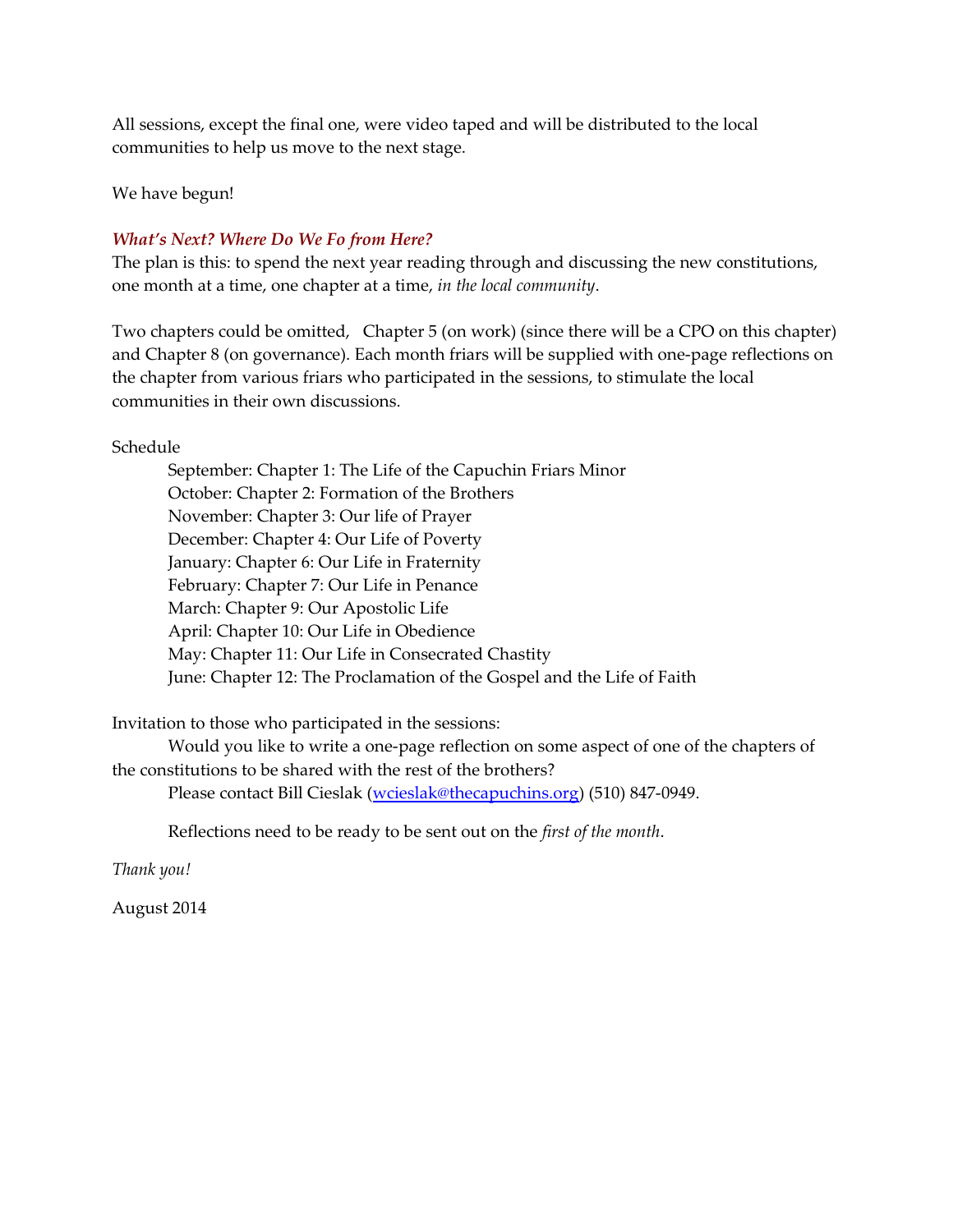All sessions, except the final one, were video taped and will be distributed to the local communities to help us move to the next stage.

We have begun!

### *What's Next? Where Do We Fo from Here?*

The plan is this: to spend the next year reading through and discussing the new constitutions, one month at a time, one chapter at a time, *in the local community*.

Two chapters could be omitted, Chapter 5 (on work) (since there will be a CPO on this chapter) and Chapter 8 (on governance). Each month friars will be supplied with one-page reflections on the chapter from various friars who participated in the sessions, to stimulate the local communities in their own discussions.

Schedule

- September: Chapter 1: The Life of the Capuchin Friars Minor
- October: Chapter 2: Formation of the Brothers
- November: Chapter 3: Our life of Prayer
- December: Chapter 4: Our Life of Poverty
- January: Chapter 6: Our Life in Fraternity
- February: Chapter 7: Our Life in Penance
- March: Chapter 9: Our Apostolic Life
- April: Chapter 10: Our Life in Obedience
- May: Chapter 11: Our Life in Consecrated Chastity
- June: Chapter 12: The Proclamation of the Gospel and the Life of Faith

Invitation to those who participated in the sessions:

Would you like to write a one-page reflection on some aspect of one of the chapters of the constitutions to be shared with the rest of the brothers?

Please contact Bill Cieslak (wcieslak@thecapuchins.org) (510) 847-0949.

Reflections need to be ready to be sent out on the *first of the month*.

*Thank you!*

August 2014